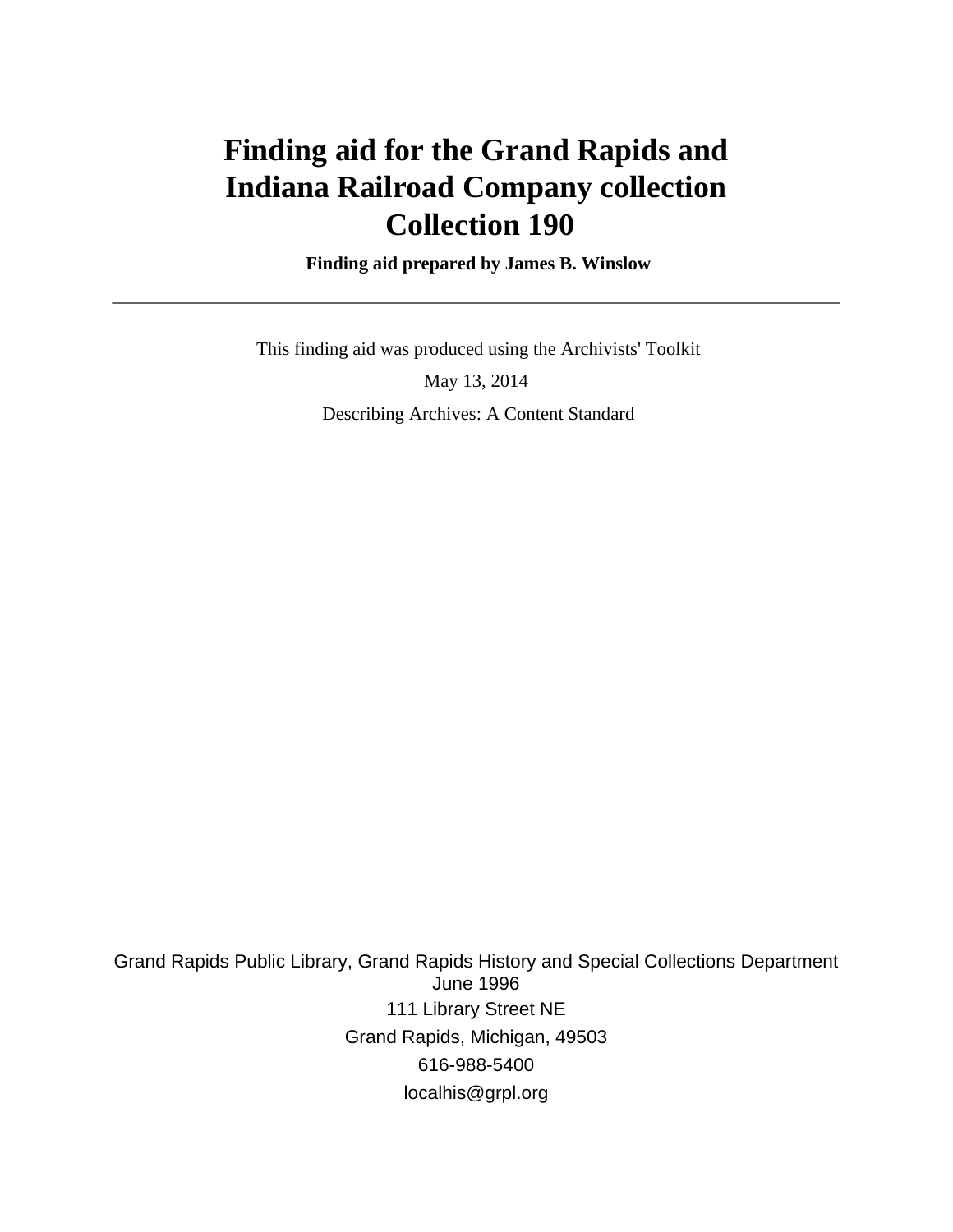# Finding aid for the Grand Rapids and Indiana Railroad Company collection Collection 190

**Finding aid prepared by James B. Winslow**

---

This finding aid was produced using the Archivists' Toolkit

May 13, 2014

Describing Archives: A Content Standard

Grand Rapids Public Library, Grand Rapids History and Special Collections Department
June 1996

111 Library Street NE

Grand Rapids, Michigan, 49503

616-988-5400

localhis@grpl.org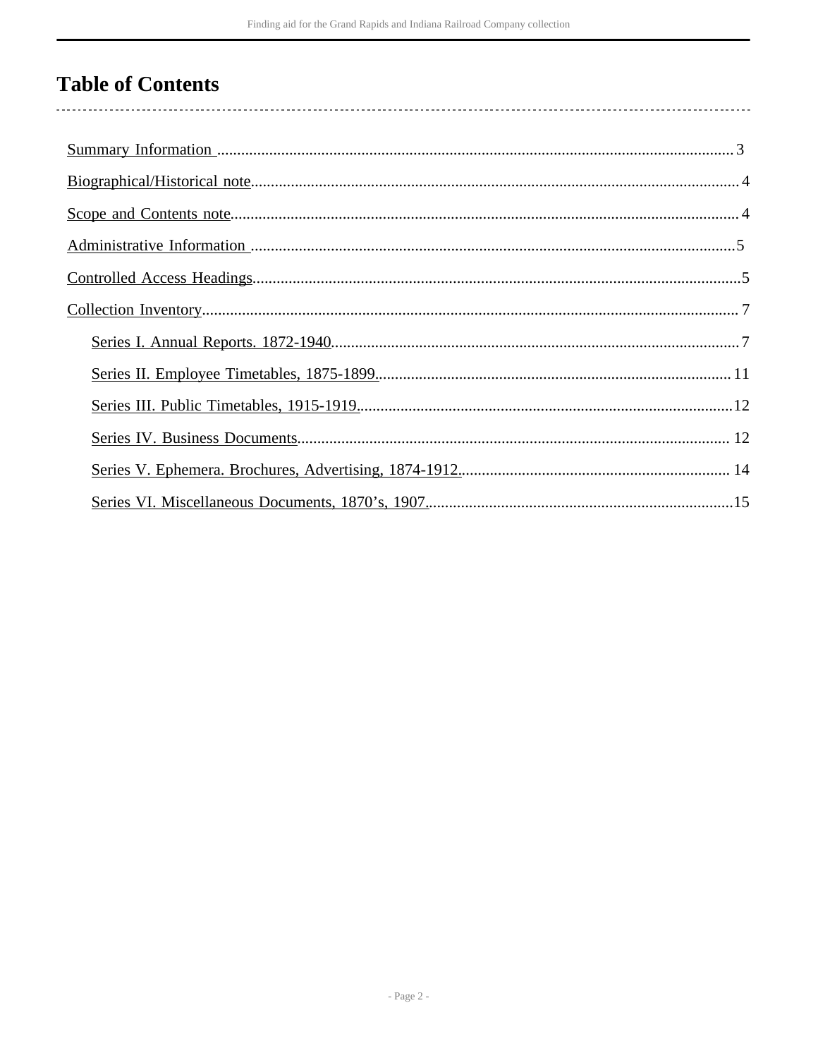# Table of Contents

Summary Information .......... 3

Biographical/Historical note .......... 4

Scope and Contents note .......... 4

Administrative Information .......... 5

Controlled Access Headings .......... 5

Collection Inventory .......... 7

- Series I. Annual Reports. 1872-1940 .......... 7
- Series II. Employee Timetables, 1875-1899. .......... 11
- Series III. Public Timetables, 1915-1919. .......... 12
- Series IV. Business Documents .......... 12
- Series V. Ephemera. Brochures, Advertising, 1874-1912. .......... 14
- Series VI. Miscellaneous Documents, 1870’s, 1907. .......... 15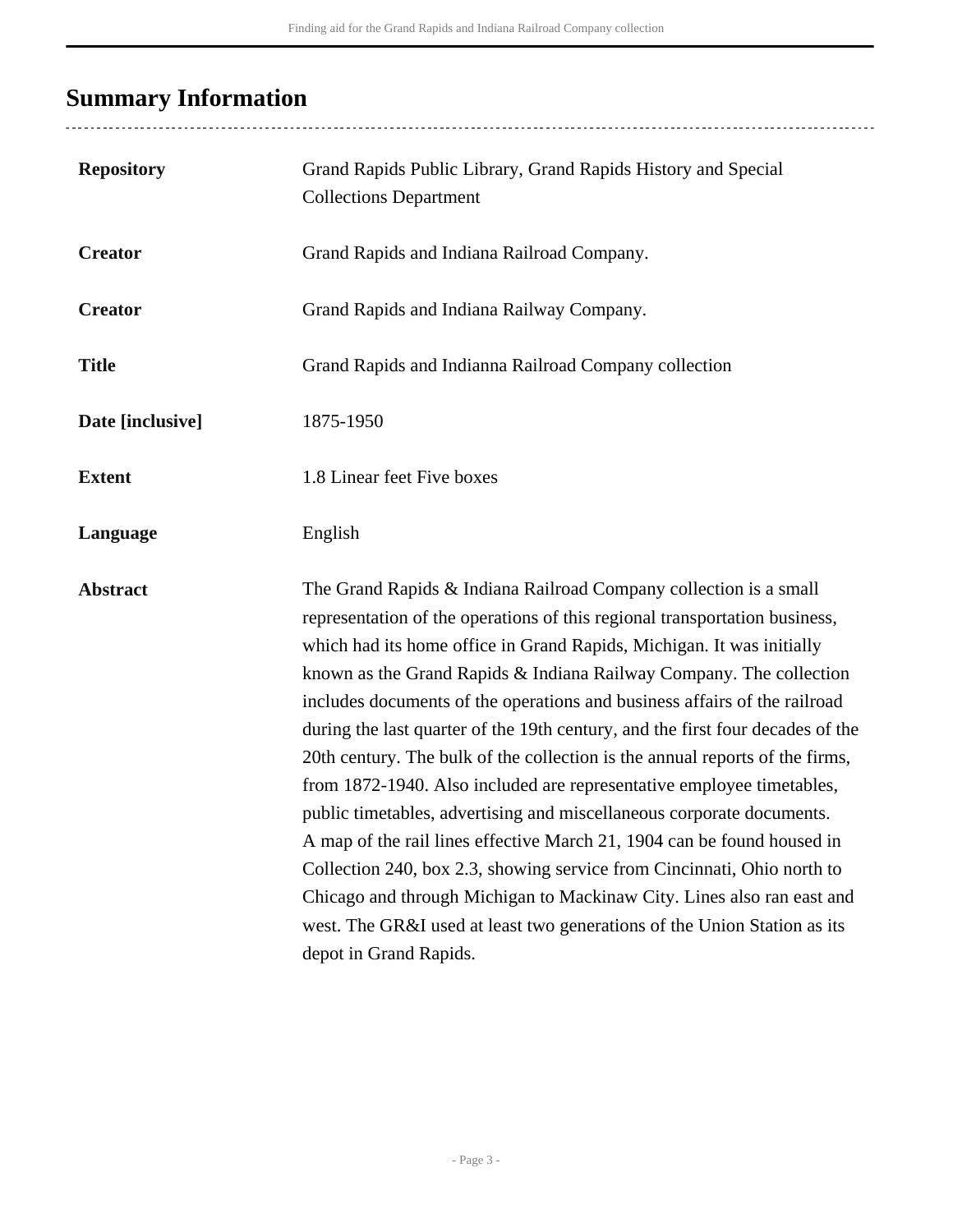## Summary Information

| | |
|---|---|
| **Repository** | Grand Rapids Public Library, Grand Rapids History and Special Collections Department |
| **Creator** | Grand Rapids and Indiana Railroad Company. |
| **Creator** | Grand Rapids and Indiana Railway Company. |
| **Title** | Grand Rapids and Indianna Railroad Company collection |
| **Date [inclusive]** | 1875-1950 |
| **Extent** | 1.8 Linear feet Five boxes |
| **Language** | English |
| **Abstract** | The Grand Rapids & Indiana Railroad Company collection is a small representation of the operations of this regional transportation business, which had its home office in Grand Rapids, Michigan. It was initially known as the Grand Rapids & Indiana Railway Company. The collection includes documents of the operations and business affairs of the railroad during the last quarter of the 19th century, and the first four decades of the 20th century. The bulk of the collection is the annual reports of the firms, from 1872-1940. Also included are representative employee timetables, public timetables, advertising and miscellaneous corporate documents. A map of the rail lines effective March 21, 1904 can be found housed in Collection 240, box 2.3, showing service from Cincinnati, Ohio north to Chicago and through Michigan to Mackinaw City. Lines also ran east and west. The GR&I used at least two generations of the Union Station as its depot in Grand Rapids. |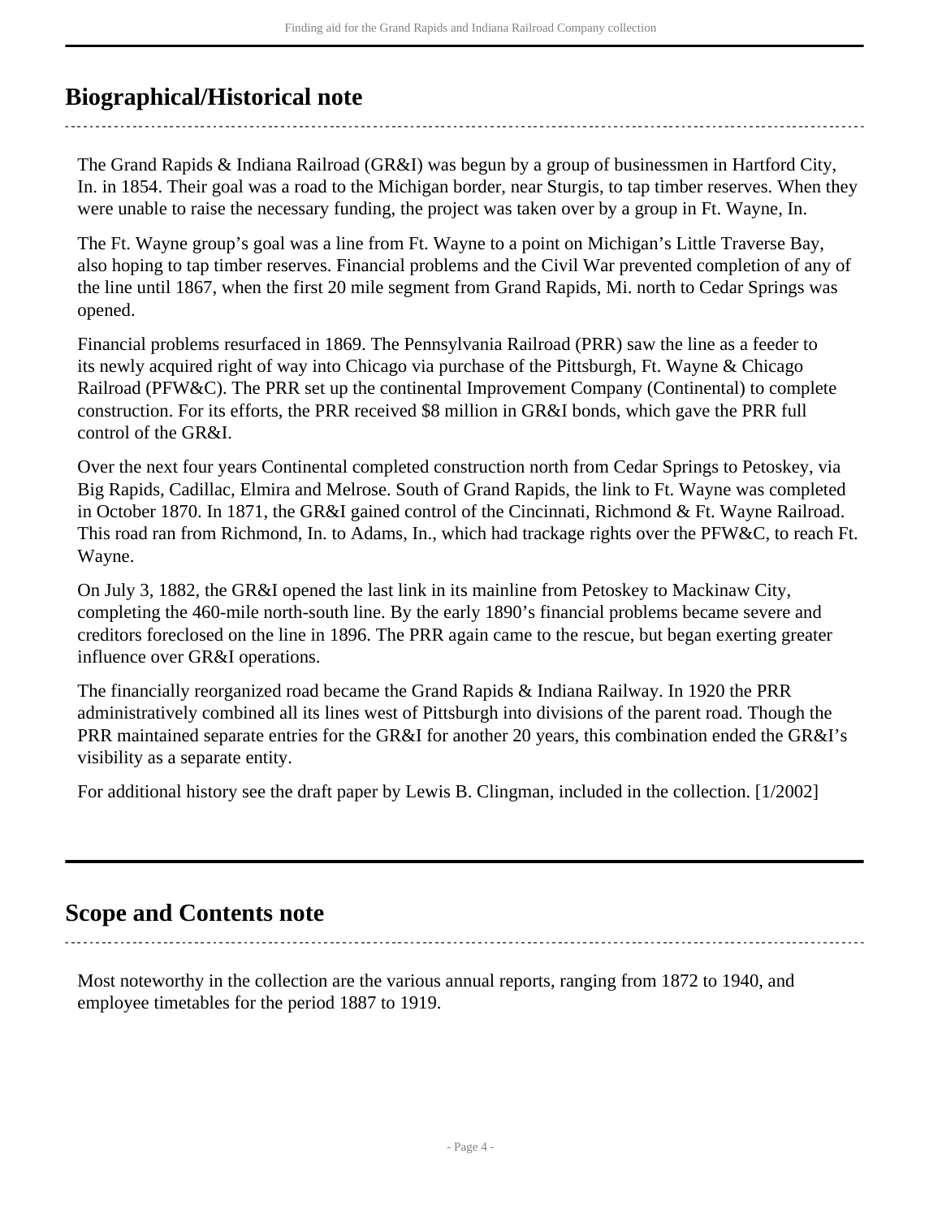## Biographical/Historical note

The Grand Rapids & Indiana Railroad (GR&I) was begun by a group of businessmen in Hartford City, In. in 1854. Their goal was a road to the Michigan border, near Sturgis, to tap timber reserves. When they were unable to raise the necessary funding, the project was taken over by a group in Ft. Wayne, In.

The Ft. Wayne group's goal was a line from Ft. Wayne to a point on Michigan's Little Traverse Bay, also hoping to tap timber reserves. Financial problems and the Civil War prevented completion of any of the line until 1867, when the first 20 mile segment from Grand Rapids, Mi. north to Cedar Springs was opened.

Financial problems resurfaced in 1869. The Pennsylvania Railroad (PRR) saw the line as a feeder to its newly acquired right of way into Chicago via purchase of the Pittsburgh, Ft. Wayne & Chicago Railroad (PFW&C). The PRR set up the continental Improvement Company (Continental) to complete construction. For its efforts, the PRR received $8 million in GR&I bonds, which gave the PRR full control of the GR&I.

Over the next four years Continental completed construction north from Cedar Springs to Petoskey, via Big Rapids, Cadillac, Elmira and Melrose. South of Grand Rapids, the link to Ft. Wayne was completed in October 1870. In 1871, the GR&I gained control of the Cincinnati, Richmond & Ft. Wayne Railroad. This road ran from Richmond, In. to Adams, In., which had trackage rights over the PFW&C, to reach Ft. Wayne.

On July 3, 1882, the GR&I opened the last link in its mainline from Petoskey to Mackinaw City, completing the 460-mile north-south line. By the early 1890's financial problems became severe and creditors foreclosed on the line in 1896. The PRR again came to the rescue, but began exerting greater influence over GR&I operations.

The financially reorganized road became the Grand Rapids & Indiana Railway. In 1920 the PRR administratively combined all its lines west of Pittsburgh into divisions of the parent road. Though the PRR maintained separate entries for the GR&I for another 20 years, this combination ended the GR&I's visibility as a separate entity.

For additional history see the draft paper by Lewis B. Clingman, included in the collection. [1/2002]

## Scope and Contents note

Most noteworthy in the collection are the various annual reports, ranging from 1872 to 1940, and employee timetables for the period 1887 to 1919.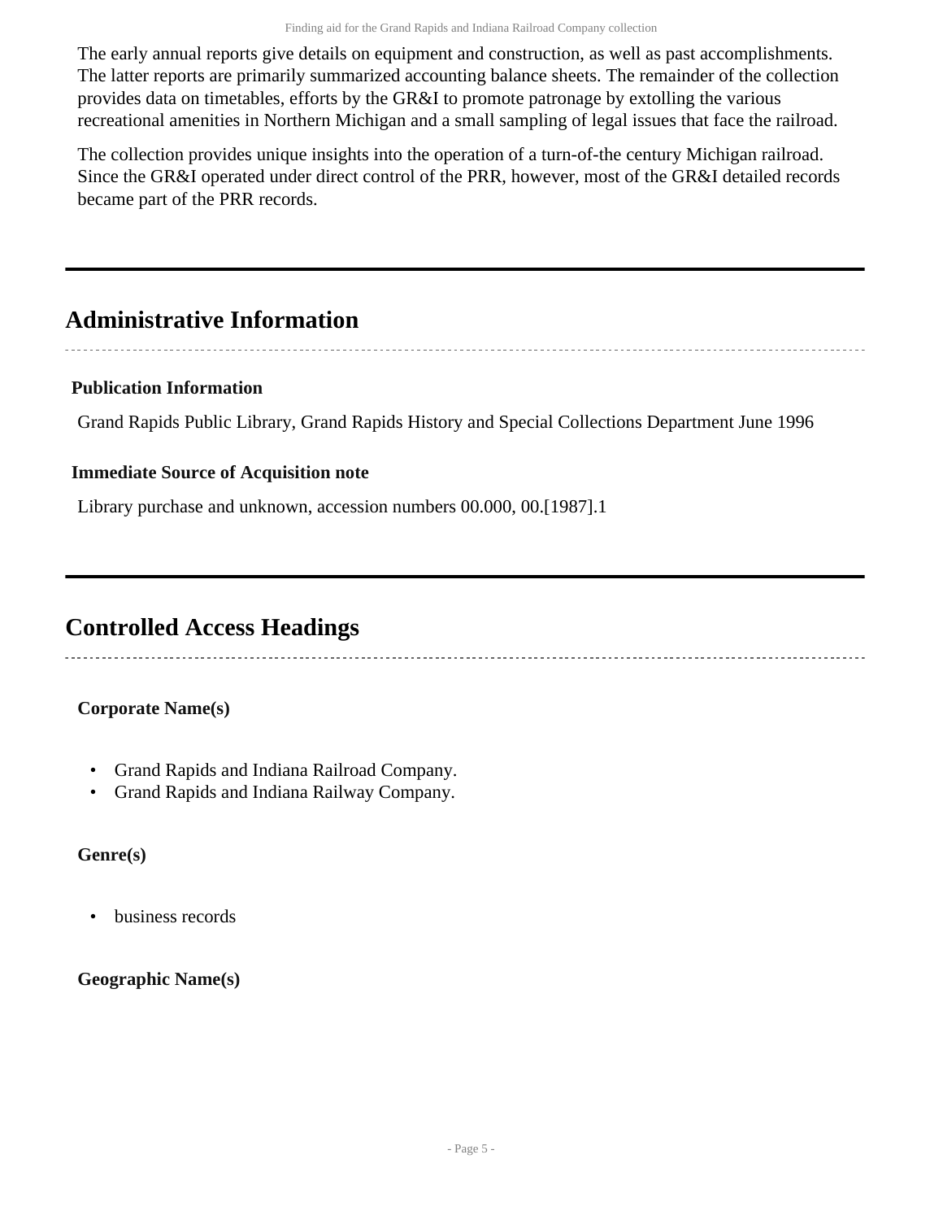The early annual reports give details on equipment and construction, as well as past accomplishments. The latter reports are primarily summarized accounting balance sheets. The remainder of the collection provides data on timetables, efforts by the GR&I to promote patronage by extolling the various recreational amenities in Northern Michigan and a small sampling of legal issues that face the railroad.

The collection provides unique insights into the operation of a turn-of-the century Michigan railroad. Since the GR&I operated under direct control of the PRR, however, most of the GR&I detailed records became part of the PRR records.

## Administrative Information

### Publication Information

Grand Rapids Public Library, Grand Rapids History and Special Collections Department June 1996

### Immediate Source of Acquisition note

Library purchase and unknown, accession numbers 00.000, 00.[1987].1

## Controlled Access Headings

### Corporate Name(s)

- Grand Rapids and Indiana Railroad Company.
- Grand Rapids and Indiana Railway Company.

### Genre(s)

- business records

### Geographic Name(s)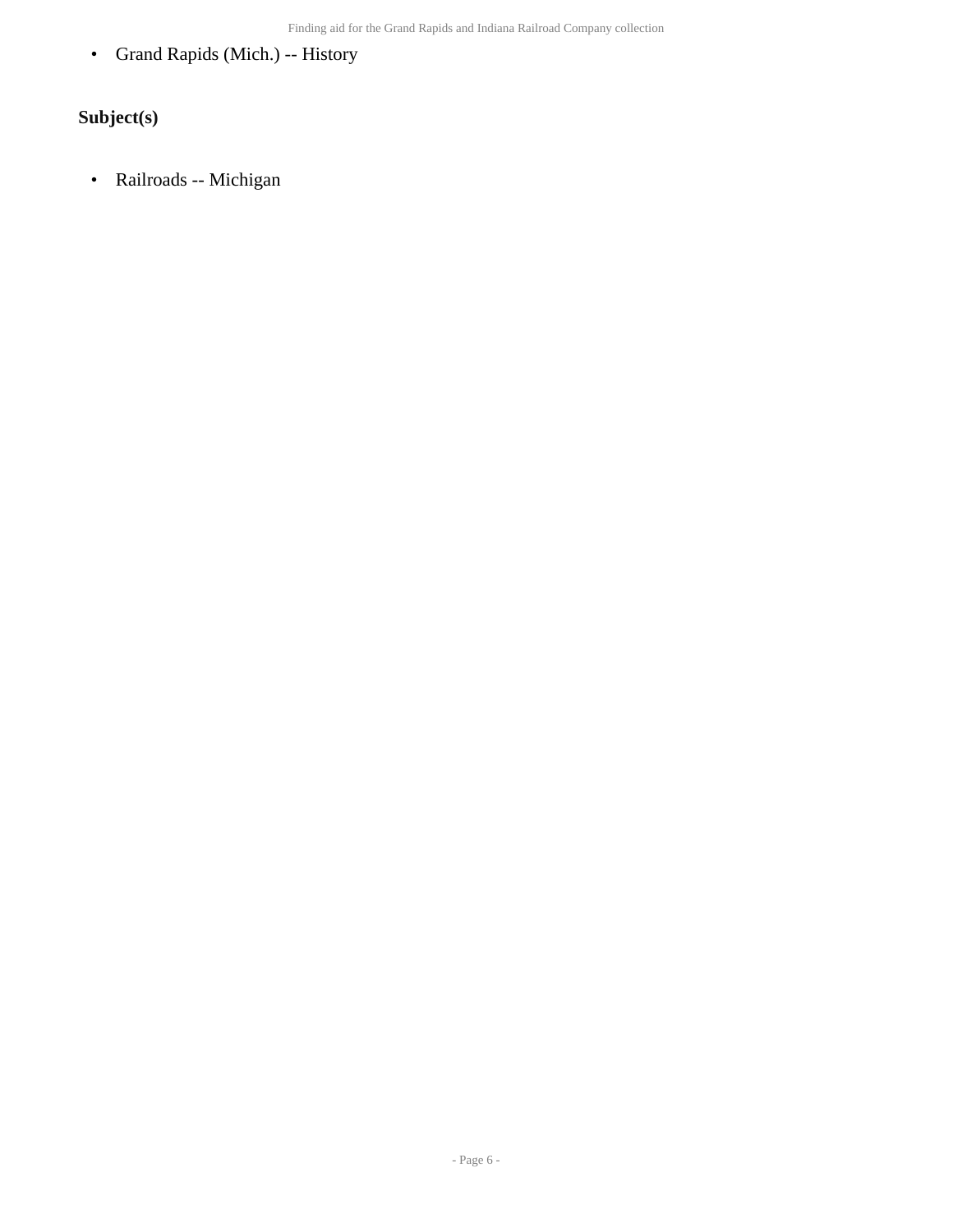- Grand Rapids (Mich.) -- History

### Subject(s)

- Railroads -- Michigan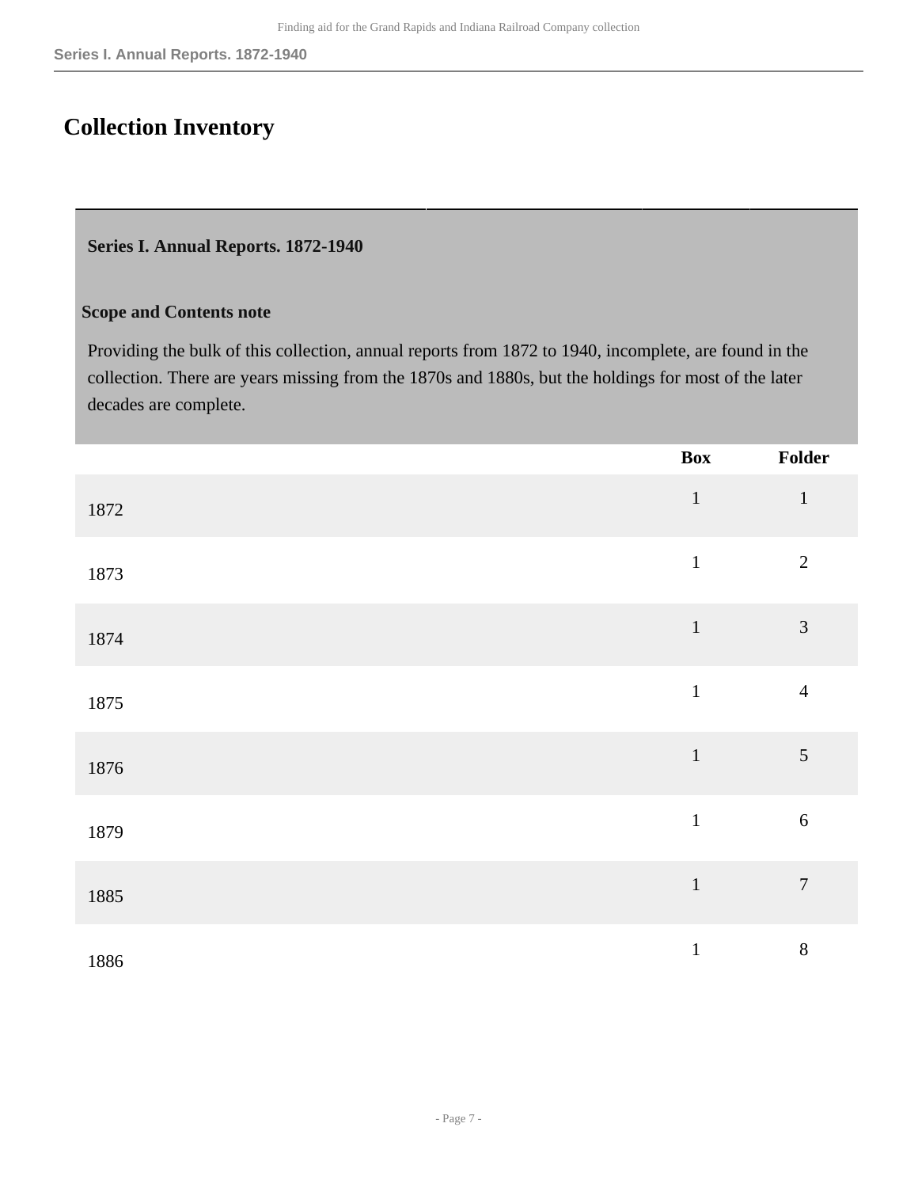## Collection Inventory

### Series I. Annual Reports. 1872-1940

**Scope and Contents note**

Providing the bulk of this collection, annual reports from 1872 to 1940, incomplete, are found in the collection. There are years missing from the 1870s and 1880s, but the holdings for most of the later decades are complete.

| | Box | Folder |
|---|---|---|
| 1872 | 1 | 1 |
| 1873 | 1 | 2 |
| 1874 | 1 | 3 |
| 1875 | 1 | 4 |
| 1876 | 1 | 5 |
| 1879 | 1 | 6 |
| 1885 | 1 | 7 |
| 1886 | 1 | 8 |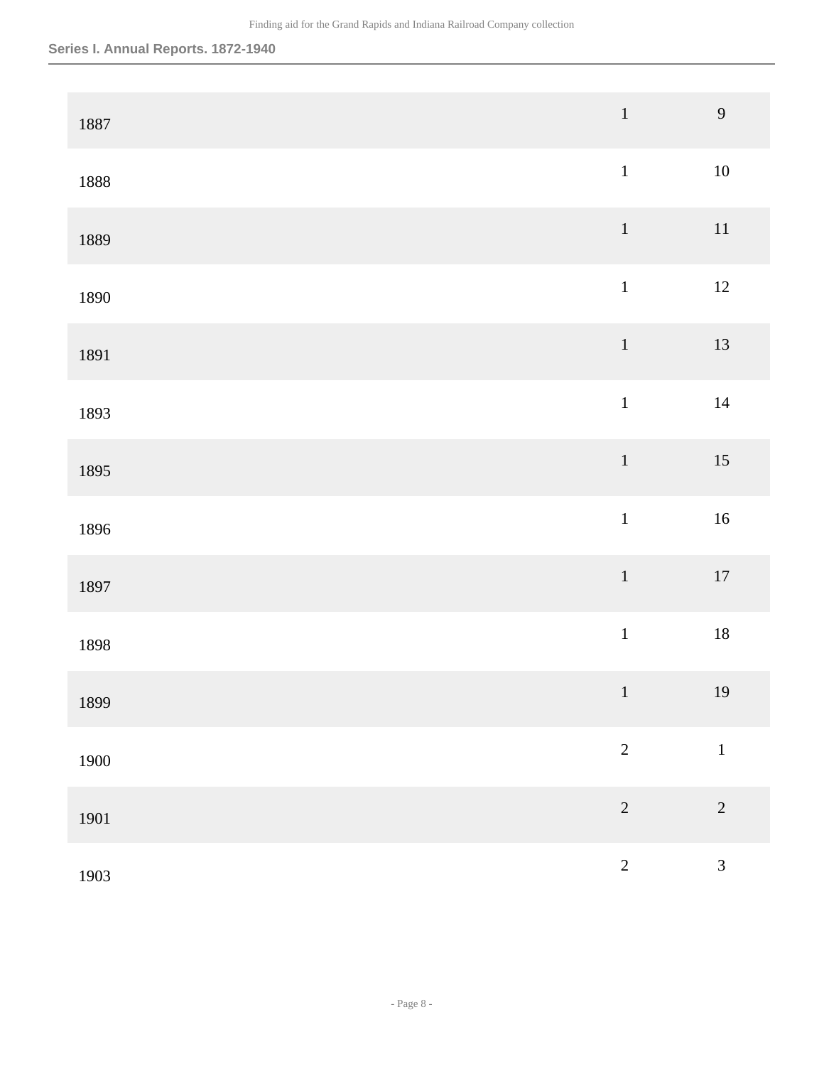| | | |
|---|---|---|
| 1887 | 1 | 9 |
| 1888 | 1 | 10 |
| 1889 | 1 | 11 |
| 1890 | 1 | 12 |
| 1891 | 1 | 13 |
| 1893 | 1 | 14 |
| 1895 | 1 | 15 |
| 1896 | 1 | 16 |
| 1897 | 1 | 17 |
| 1898 | 1 | 18 |
| 1899 | 1 | 19 |
| 1900 | 2 | 1 |
| 1901 | 2 | 2 |
| 1903 | 2 | 3 |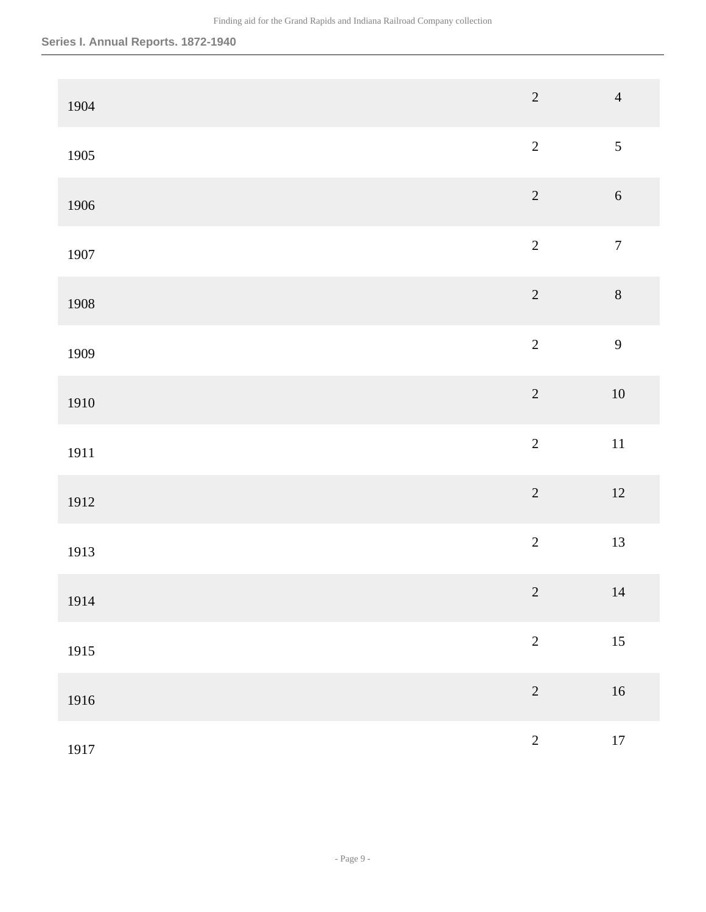| | | |
|---|---|---|
| 1904 | 2 | 4 |
| 1905 | 2 | 5 |
| 1906 | 2 | 6 |
| 1907 | 2 | 7 |
| 1908 | 2 | 8 |
| 1909 | 2 | 9 |
| 1910 | 2 | 10 |
| 1911 | 2 | 11 |
| 1912 | 2 | 12 |
| 1913 | 2 | 13 |
| 1914 | 2 | 14 |
| 1915 | 2 | 15 |
| 1916 | 2 | 16 |
| 1917 | 2 | 17 |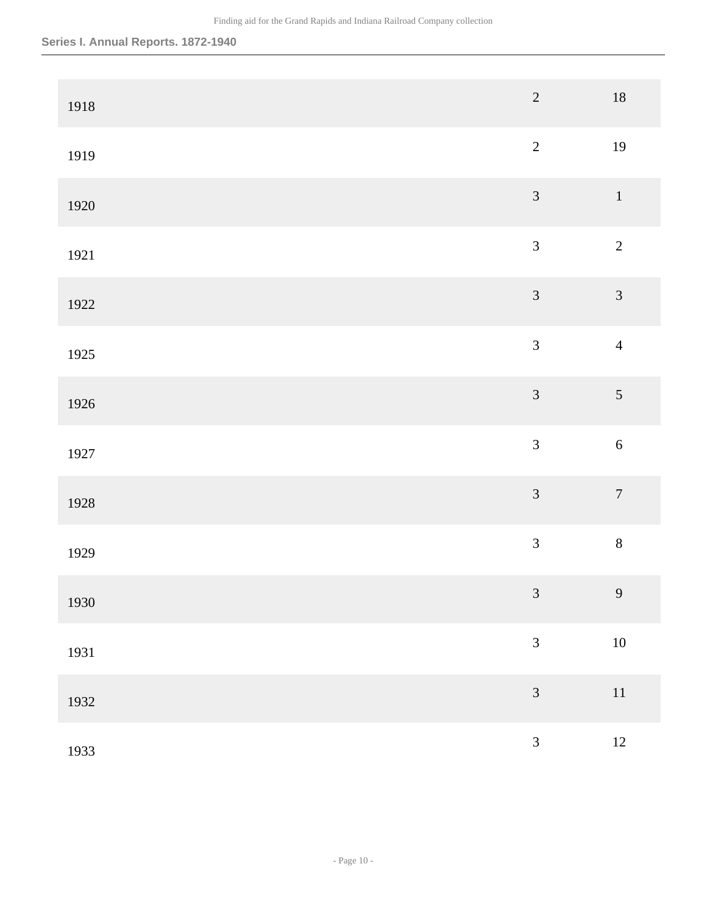## Series I. Annual Reports. 1872-1940

| | Box | Folder |
|---|---|---|
| 1918 | 2 | 18 |
| 1919 | 2 | 19 |
| 1920 | 3 | 1 |
| 1921 | 3 | 2 |
| 1922 | 3 | 3 |
| 1925 | 3 | 4 |
| 1926 | 3 | 5 |
| 1927 | 3 | 6 |
| 1928 | 3 | 7 |
| 1929 | 3 | 8 |
| 1930 | 3 | 9 |
| 1931 | 3 | 10 |
| 1932 | 3 | 11 |
| 1933 | 3 | 12 |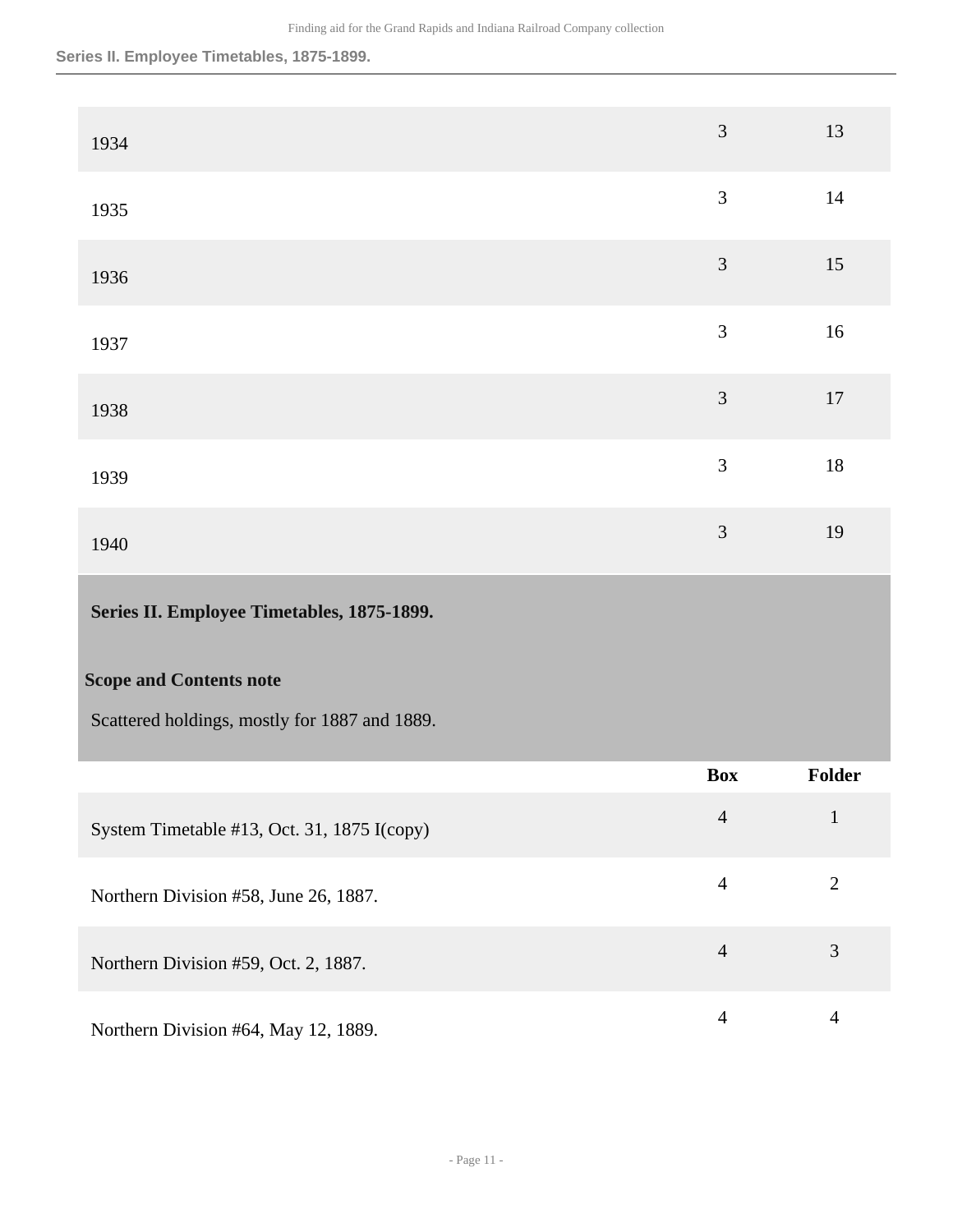| | Box | Folder |
|---|---|---|
| 1934 | 3 | 13 |
| 1935 | 3 | 14 |
| 1936 | 3 | 15 |
| 1937 | 3 | 16 |
| 1938 | 3 | 17 |
| 1939 | 3 | 18 |
| 1940 | 3 | 19 |

## Series II. Employee Timetables, 1875-1899.

### Scope and Contents note

Scattered holdings, mostly for 1887 and 1889.

| | Box | Folder |
|---|---|---|
| System Timetable #13, Oct. 31, 1875 I(copy) | 4 | 1 |
| Northern Division #58, June 26, 1887. | 4 | 2 |
| Northern Division #59, Oct. 2, 1887. | 4 | 3 |
| Northern Division #64, May 12, 1889. | 4 | 4 |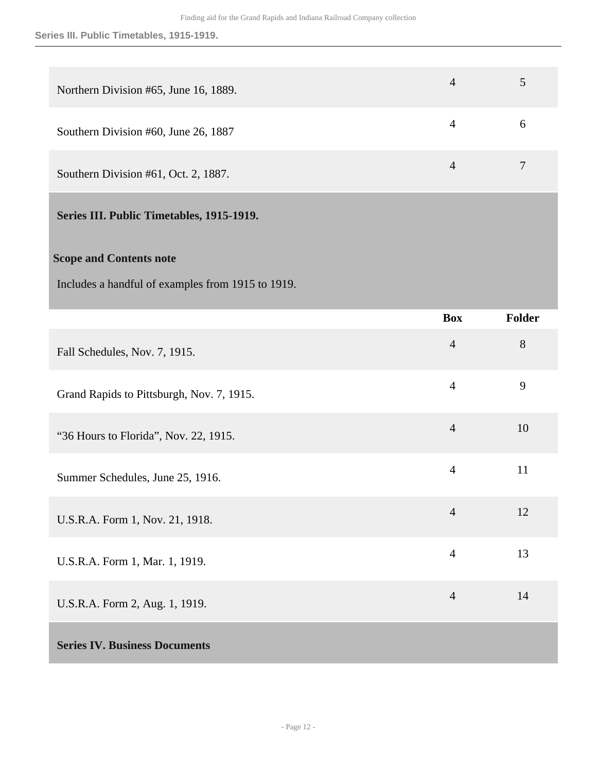| | Box | Folder |
|---|---|---|
| Northern Division #65, June 16, 1889. | 4 | 5 |
| Southern Division #60, June 26, 1887 | 4 | 6 |
| Southern Division #61, Oct. 2, 1887. | 4 | 7 |

## Series III. Public Timetables, 1915-1919.

### Scope and Contents note

Includes a handful of examples from 1915 to 1919.

| | Box | Folder |
|---|---|---|
| Fall Schedules, Nov. 7, 1915. | 4 | 8 |
| Grand Rapids to Pittsburgh, Nov. 7, 1915. | 4 | 9 |
| “36 Hours to Florida”, Nov. 22, 1915. | 4 | 10 |
| Summer Schedules, June 25, 1916. | 4 | 11 |
| U.S.R.A. Form 1, Nov. 21, 1918. | 4 | 12 |
| U.S.R.A. Form 1, Mar. 1, 1919. | 4 | 13 |
| U.S.R.A. Form 2, Aug. 1, 1919. | 4 | 14 |

## Series IV. Business Documents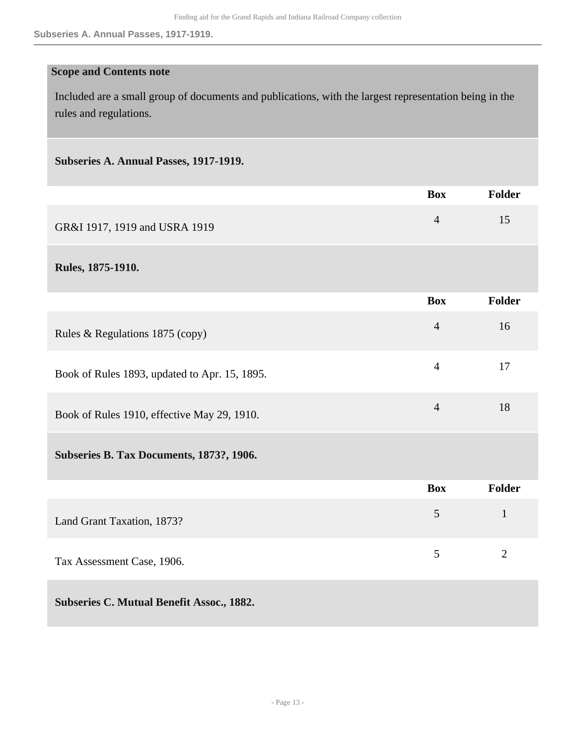**Scope and Contents note**

Included are a small group of documents and publications, with the largest representation being in the rules and regulations.

**Subseries A. Annual Passes, 1917-1919.**

| | Box | Folder |
|---|---|---|
| GR&I 1917, 1919 and USRA 1919 | 4 | 15 |

**Rules, 1875-1910.**

| | Box | Folder |
|---|---|---|
| Rules & Regulations 1875 (copy) | 4 | 16 |
| Book of Rules 1893, updated to Apr. 15, 1895. | 4 | 17 |
| Book of Rules 1910, effective May 29, 1910. | 4 | 18 |

**Subseries B. Tax Documents, 1873?, 1906.**

| | Box | Folder |
|---|---|---|
| Land Grant Taxation, 1873? | 5 | 1 |
| Tax Assessment Case, 1906. | 5 | 2 |

**Subseries C. Mutual Benefit Assoc., 1882.**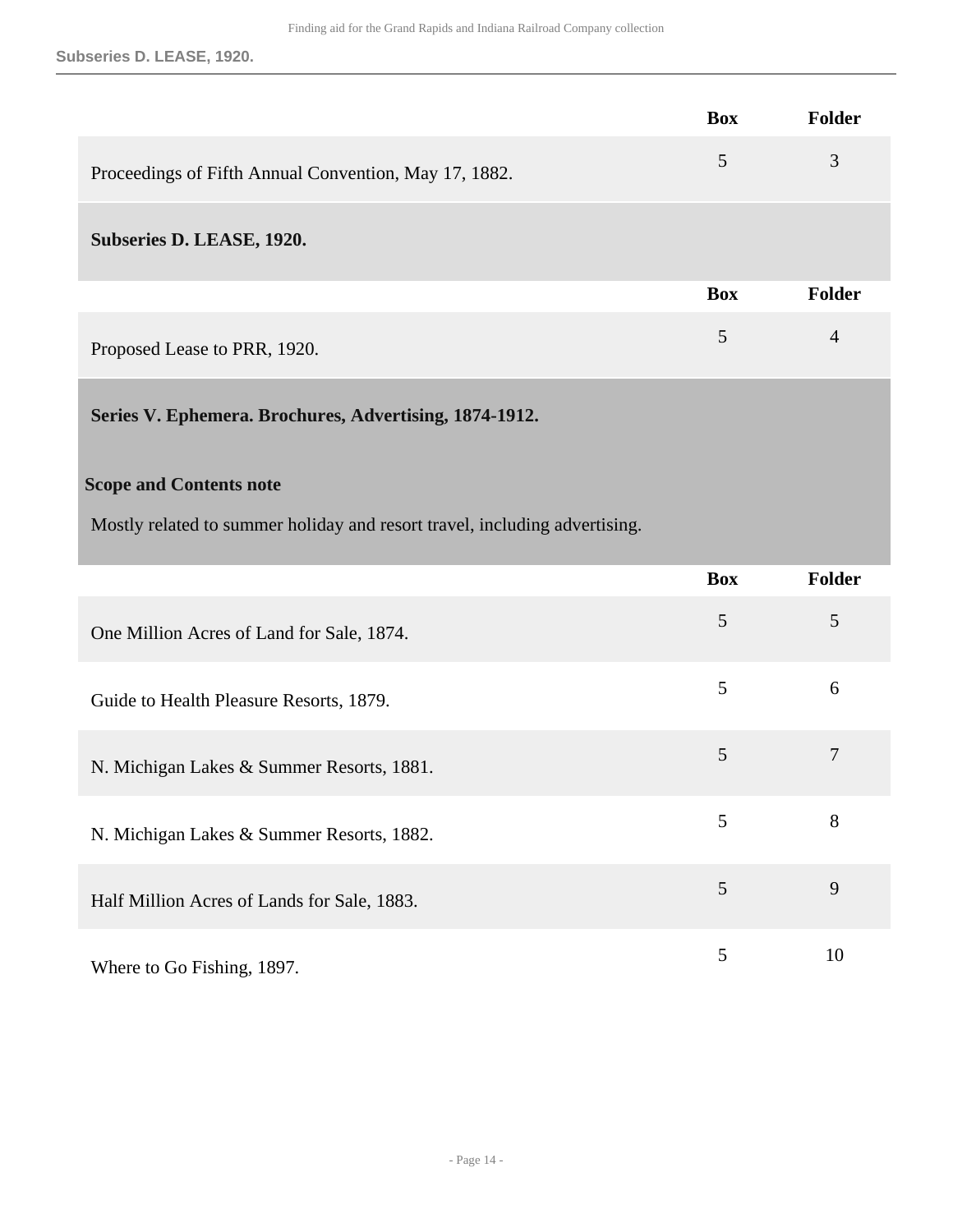| | Box | Folder |
|---|---|---|
| Proceedings of Fifth Annual Convention, May 17, 1882. | 5 | 3 |

### Subseries D. LEASE, 1920.

| | Box | Folder |
|---|---|---|
| Proposed Lease to PRR, 1920. | 5 | 4 |

## Series V. Ephemera. Brochures, Advertising, 1874-1912.

**Scope and Contents note**

Mostly related to summer holiday and resort travel, including advertising.

| | Box | Folder |
|---|---|---|
| One Million Acres of Land for Sale, 1874. | 5 | 5 |
| Guide to Health Pleasure Resorts, 1879. | 5 | 6 |
| N. Michigan Lakes & Summer Resorts, 1881. | 5 | 7 |
| N. Michigan Lakes & Summer Resorts, 1882. | 5 | 8 |
| Half Million Acres of Lands for Sale, 1883. | 5 | 9 |
| Where to Go Fishing, 1897. | 5 | 10 |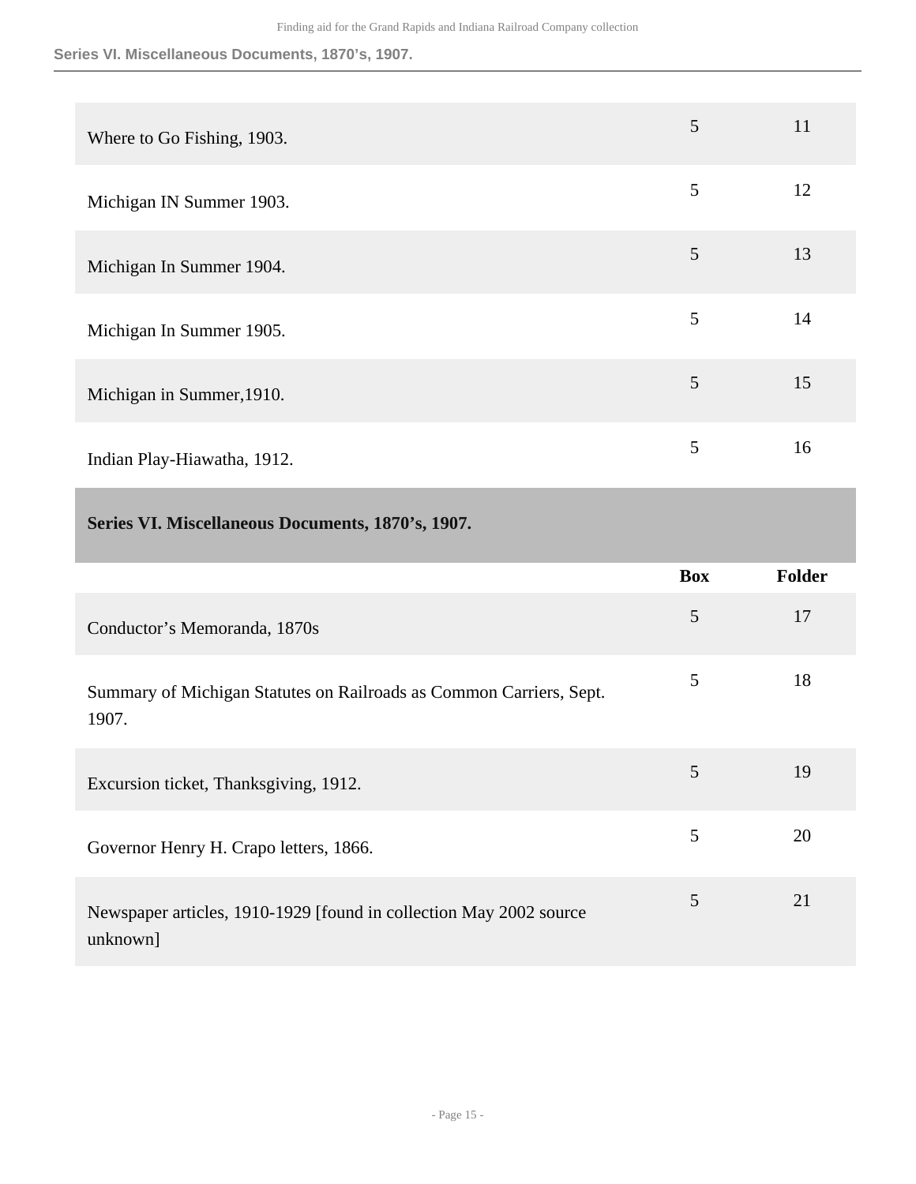| | Box | Folder |
|---|---|---|
| Where to Go Fishing, 1903. | 5 | 11 |
| Michigan IN Summer 1903. | 5 | 12 |
| Michigan In Summer 1904. | 5 | 13 |
| Michigan In Summer 1905. | 5 | 14 |
| Michigan in Summer,1910. | 5 | 15 |
| Indian Play-Hiawatha, 1912. | 5 | 16 |

## Series VI. Miscellaneous Documents, 1870’s, 1907.

| | Box | Folder |
|---|---|---|
| Conductor’s Memoranda, 1870s | 5 | 17 |
| Summary of Michigan Statutes on Railroads as Common Carriers, Sept. 1907. | 5 | 18 |
| Excursion ticket, Thanksgiving, 1912. | 5 | 19 |
| Governor Henry H. Crapo letters, 1866. | 5 | 20 |
| Newspaper articles, 1910-1929 [found in collection May 2002 source unknown] | 5 | 21 |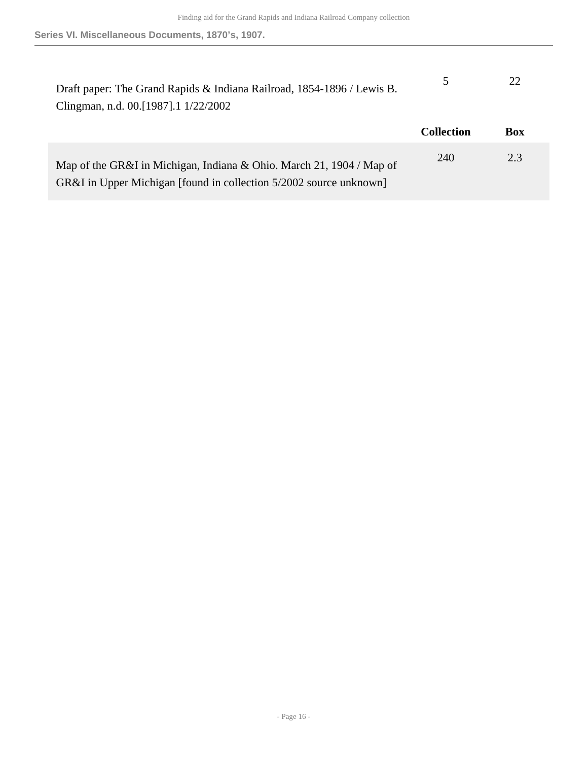## Series VI. Miscellaneous Documents, 1870's, 1907.

| | | |
|---|---|---|
| Draft paper: The Grand Rapids & Indiana Railroad, 1854-1896 / Lewis B. Clingman, n.d. 00.[1987].1 1/22/2002 | 5 | 22 |

| | Collection | Box |
|---|---|---|
| Map of the GR&I in Michigan, Indiana & Ohio. March 21, 1904 / Map of GR&I in Upper Michigan [found in collection 5/2002 source unknown] | 240 | 2.3 |